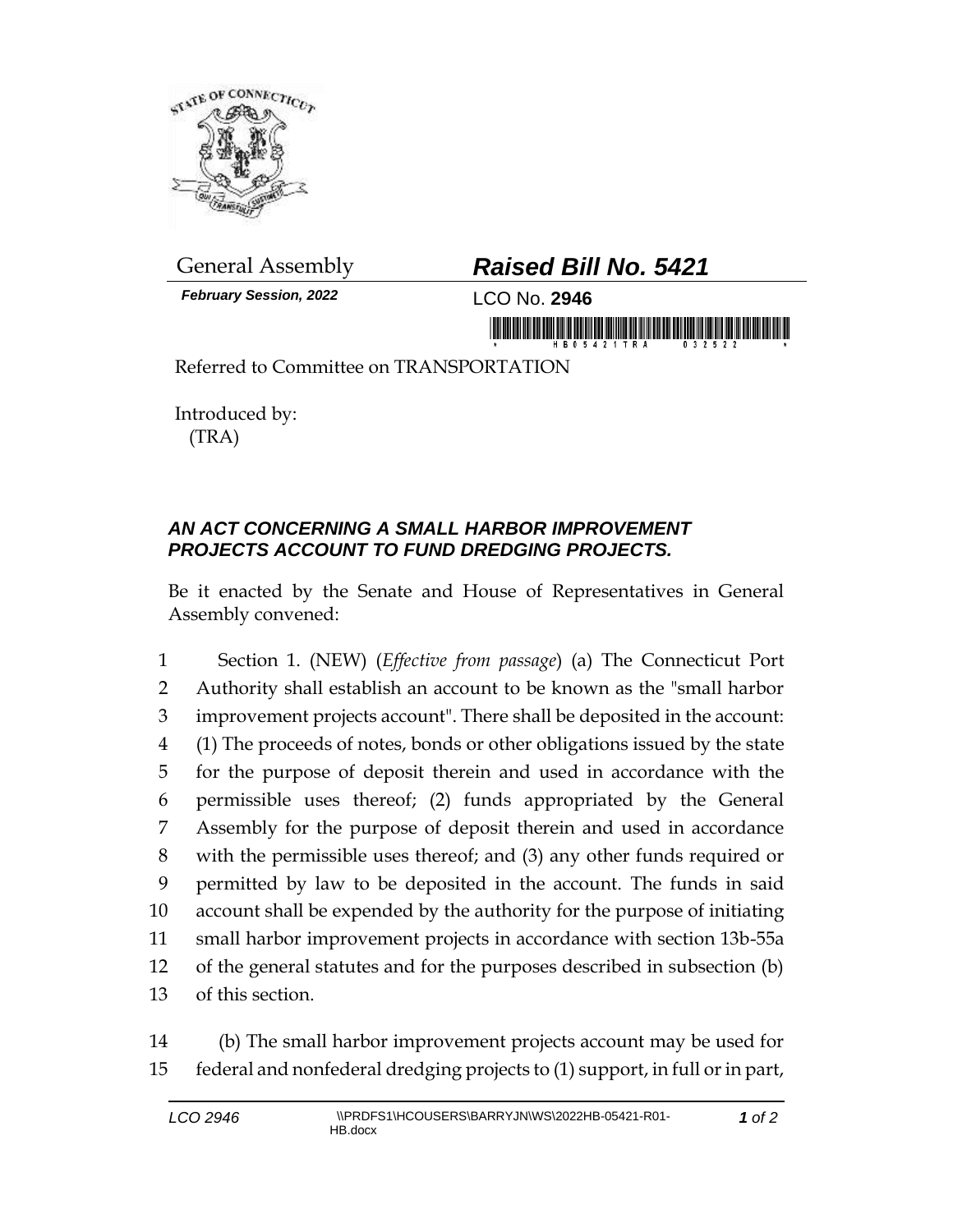General Assembly

***Raised Bill No. 5421***

***February Session, 2022***

LCO No. **2946**

Referred to Committee on TRANSPORTATION

Introduced by:
(TRA)

## *AN ACT CONCERNING A SMALL HARBOR IMPROVEMENT PROJECTS ACCOUNT TO FUND DREDGING PROJECTS.*

Be it enacted by the Senate and House of Representatives in General Assembly convened:

1 Section 1. (NEW) (*Effective from passage*) (a) The Connecticut Port
2 Authority shall establish an account to be known as the "small harbor
3 improvement projects account". There shall be deposited in the account:
4 (1) The proceeds of notes, bonds or other obligations issued by the state
5 for the purpose of deposit therein and used in accordance with the
6 permissible uses thereof; (2) funds appropriated by the General
7 Assembly for the purpose of deposit therein and used in accordance
8 with the permissible uses thereof; and (3) any other funds required or
9 permitted by law to be deposited in the account. The funds in said
10 account shall be expended by the authority for the purpose of initiating
11 small harbor improvement projects in accordance with section 13b-55a
12 of the general statutes and for the purposes described in subsection (b)
13 of this section.

14 (b) The small harbor improvement projects account may be used for
15 federal and nonfederal dredging projects to (1) support, in full or in part,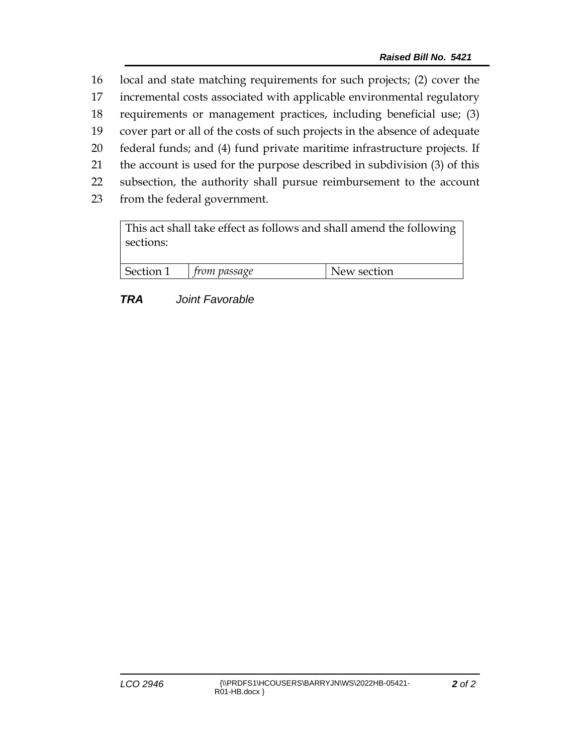16 local and state matching requirements for such projects; (2) cover the
17 incremental costs associated with applicable environmental regulatory
18 requirements or management practices, including beneficial use; (3)
19 cover part or all of the costs of such projects in the absence of adequate
20 federal funds; and (4) fund private maritime infrastructure projects. If
21 the account is used for the purpose described in subdivision (3) of this
22 subsection, the authority shall pursue reimbursement to the account
23 from the federal government.

| This act shall take effect as follows and shall amend the following sections: | | |
|---|---|---|
| Section 1 | *from passage* | New section |

***TRA*** *Joint Favorable*